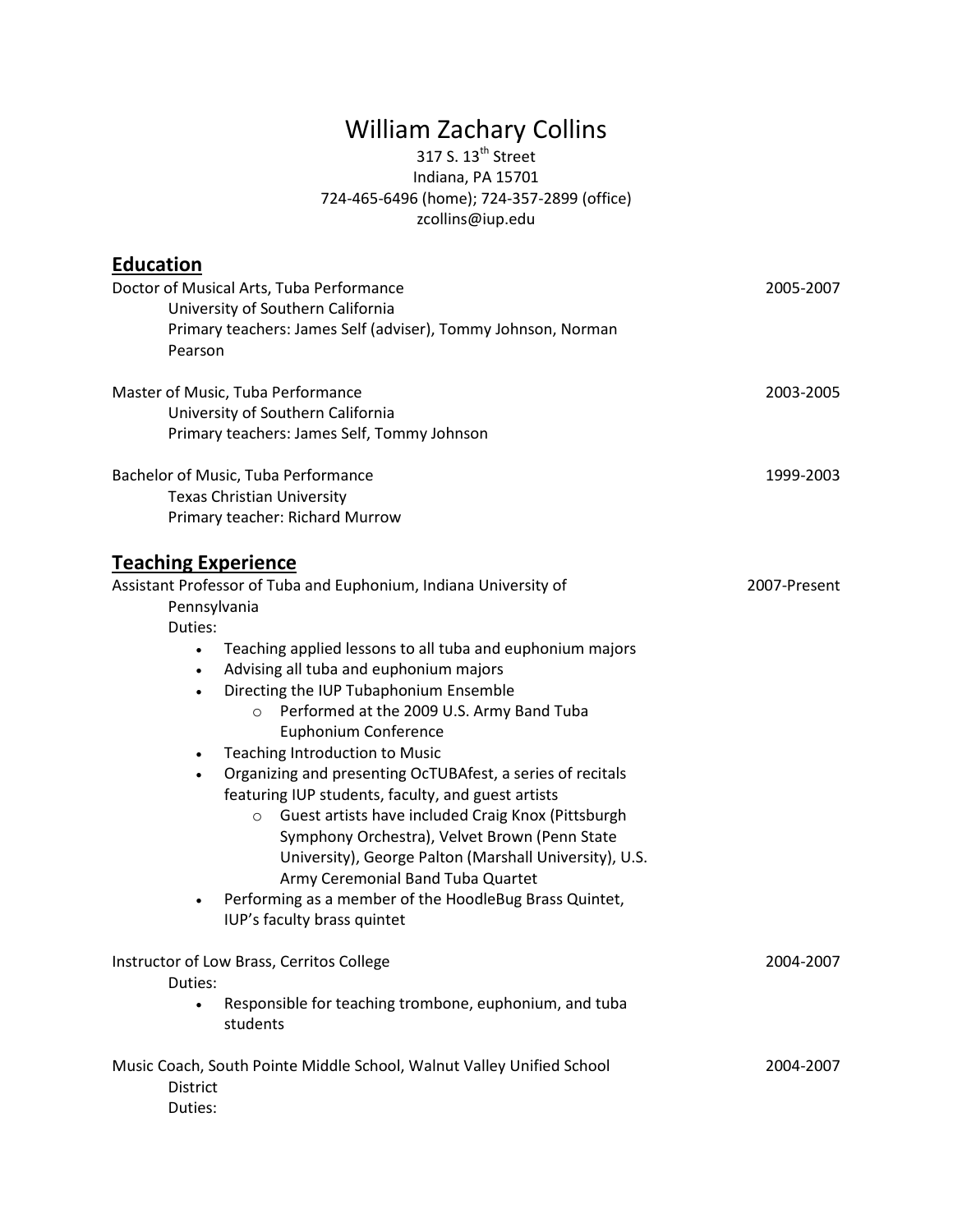// Page 1 of 5 — CV header, Education, Teaching Experience

# William Zachary Collins

317 S. 13th Street
Indiana, PA 15701
724-465-6496 (home); 724-357-2899 (office)
zcollins@iup.edu

## Education

Doctor of Musical Arts, Tuba Performance — 2005-2007
University of Southern California
Primary teachers: James Self (adviser), Tommy Johnson, Norman Pearson

Master of Music, Tuba Performance — 2003-2005
University of Southern California
Primary teachers: James Self, Tommy Johnson

Bachelor of Music, Tuba Performance — 1999-2003
Texas Christian University
Primary teacher: Richard Murrow

## Teaching Experience

Assistant Professor of Tuba and Euphonium, Indiana University of Pennsylvania — 2007-Present

Duties:

- Teaching applied lessons to all tuba and euphonium majors
- Advising all tuba and euphonium majors
- Directing the IUP Tubaphonium Ensemble
  - Performed at the 2009 U.S. Army Band Tuba Euphonium Conference
- Teaching Introduction to Music
- Organizing and presenting OcTUBAfest, a series of recitals featuring IUP students, faculty, and guest artists
  - Guest artists have included Craig Knox (Pittsburgh Symphony Orchestra), Velvet Brown (Penn State University), George Palton (Marshall University), U.S. Army Ceremonial Band Tuba Quartet
- Performing as a member of the HoodleBug Brass Quintet, IUP's faculty brass quintet

Instructor of Low Brass, Cerritos College — 2004-2007

Duties:

- Responsible for teaching trombone, euphonium, and tuba students

Music Coach, South Pointe Middle School, Walnut Valley Unified School District — 2004-2007

Duties: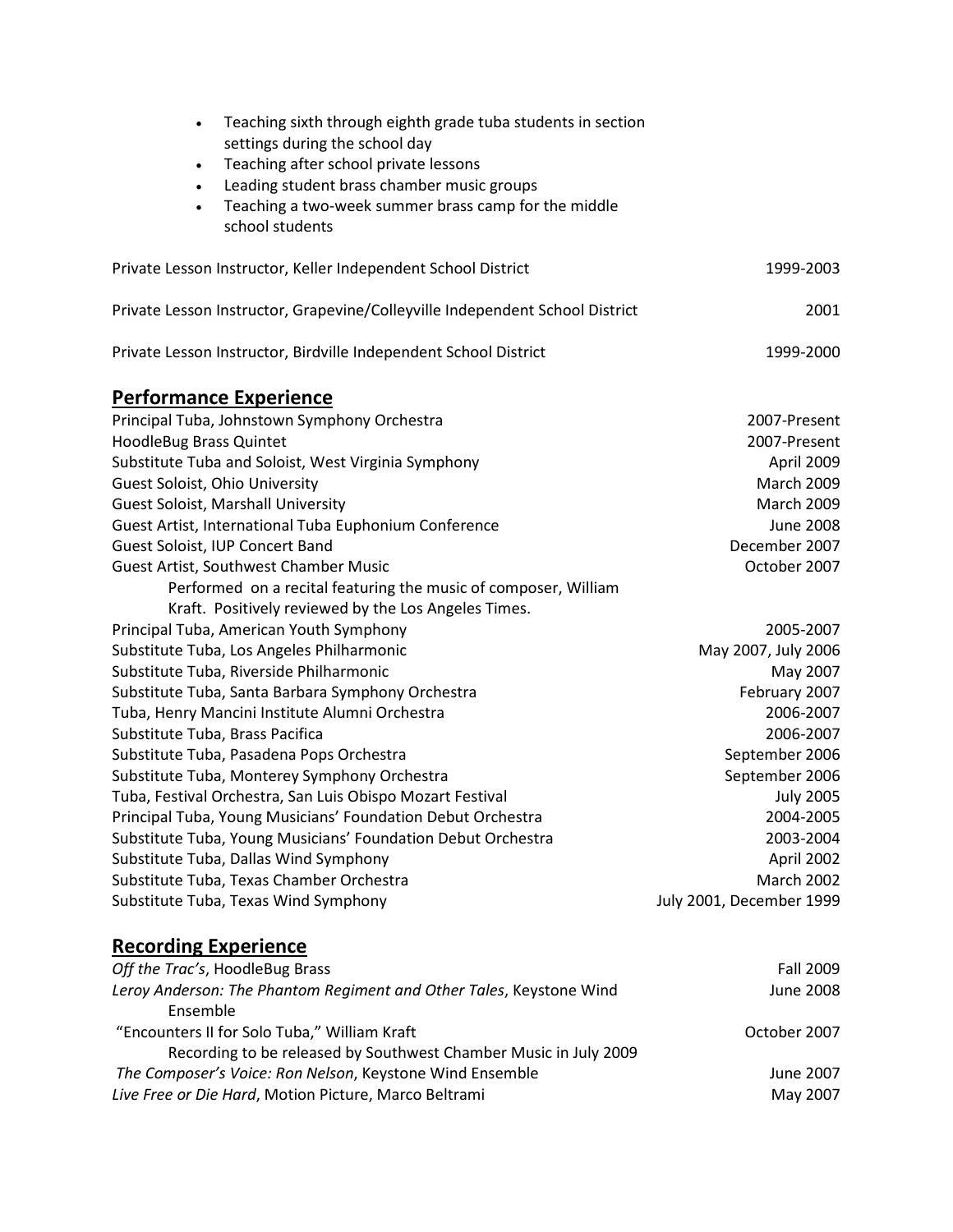- Teaching sixth through eighth grade tuba students in section settings during the school day
- Teaching after school private lessons
- Leading student brass chamber music groups
- Teaching a two-week summer brass camp for the middle school students

Private Lesson Instructor, Keller Independent School District — 1999-2003

Private Lesson Instructor, Grapevine/Colleyville Independent School District — 2001

Private Lesson Instructor, Birdville Independent School District — 1999-2000

## Performance Experience

Principal Tuba, Johnstown Symphony Orchestra — 2007-Present
HoodleBug Brass Quintet — 2007-Present
Substitute Tuba and Soloist, West Virginia Symphony — April 2009
Guest Soloist, Ohio University — March 2009
Guest Soloist, Marshall University — March 2009
Guest Artist, International Tuba Euphonium Conference — June 2008
Guest Soloist, IUP Concert Band — December 2007
Guest Artist, Southwest Chamber Music — October 2007
    Performed on a recital featuring the music of composer, William Kraft. Positively reviewed by the Los Angeles Times.
Principal Tuba, American Youth Symphony — 2005-2007
Substitute Tuba, Los Angeles Philharmonic — May 2007, July 2006
Substitute Tuba, Riverside Philharmonic — May 2007
Substitute Tuba, Santa Barbara Symphony Orchestra — February 2007
Tuba, Henry Mancini Institute Alumni Orchestra — 2006-2007
Substitute Tuba, Brass Pacifica — 2006-2007
Substitute Tuba, Pasadena Pops Orchestra — September 2006
Substitute Tuba, Monterey Symphony Orchestra — September 2006
Tuba, Festival Orchestra, San Luis Obispo Mozart Festival — July 2005
Principal Tuba, Young Musicians' Foundation Debut Orchestra — 2004-2005
Substitute Tuba, Young Musicians' Foundation Debut Orchestra — 2003-2004
Substitute Tuba, Dallas Wind Symphony — April 2002
Substitute Tuba, Texas Chamber Orchestra — March 2002
Substitute Tuba, Texas Wind Symphony — July 2001, December 1999

## Recording Experience

*Off the Trac's*, HoodleBug Brass — Fall 2009
*Leroy Anderson: The Phantom Regiment and Other Tales*, Keystone Wind Ensemble — June 2008
"Encounters II for Solo Tuba," William Kraft — October 2007
    Recording to be released by Southwest Chamber Music in July 2009
*The Composer's Voice: Ron Nelson*, Keystone Wind Ensemble — June 2007
*Live Free or Die Hard*, Motion Picture, Marco Beltrami — May 2007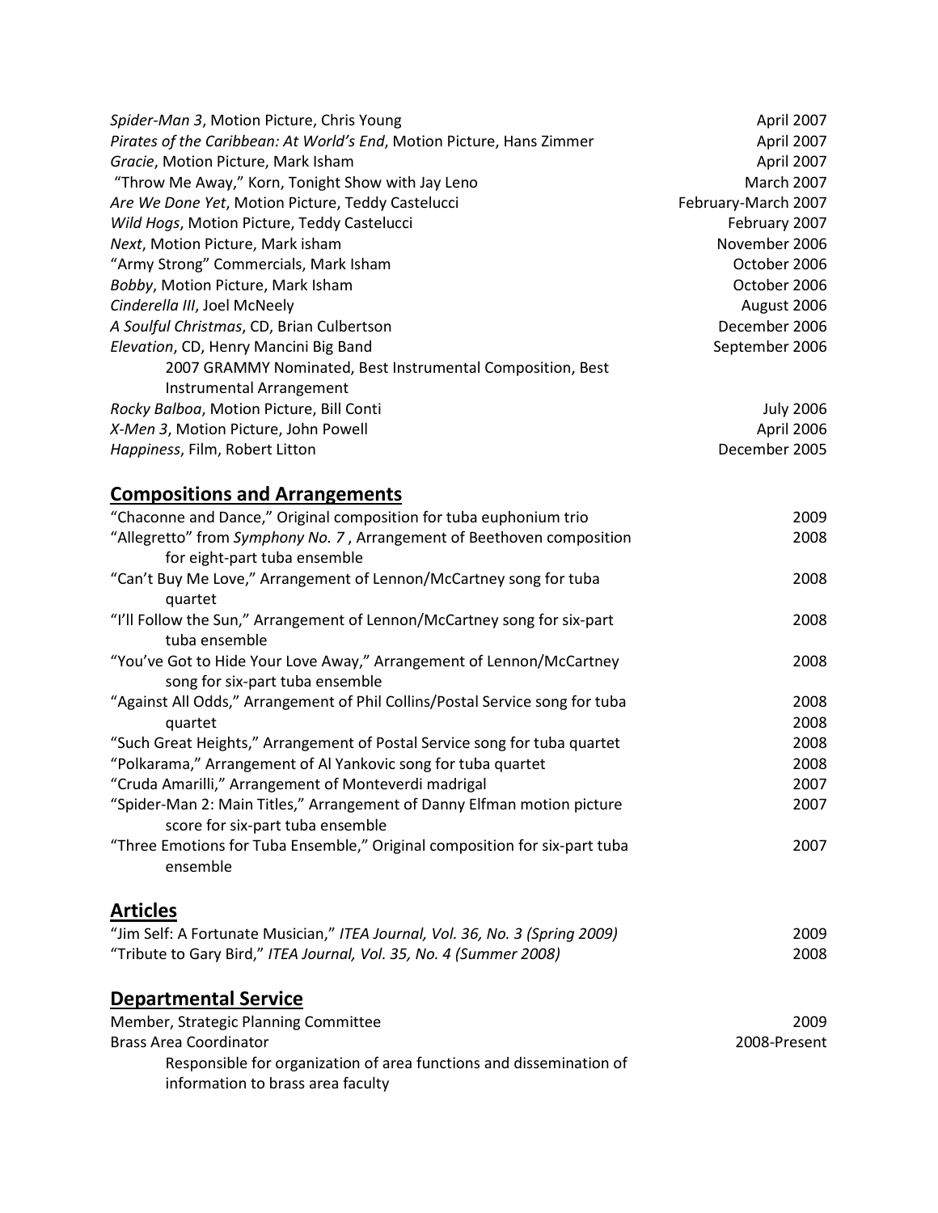*Spider-Man 3*, Motion Picture, Chris Young — April 2007
*Pirates of the Caribbean: At World's End*, Motion Picture, Hans Zimmer — April 2007
*Gracie*, Motion Picture, Mark Isham — April 2007
"Throw Me Away," Korn, Tonight Show with Jay Leno — March 2007
*Are We Done Yet*, Motion Picture, Teddy Castelucci — February-March 2007
*Wild Hogs*, Motion Picture, Teddy Castelucci — February 2007
*Next*, Motion Picture, Mark isham — November 2006
"Army Strong" Commercials, Mark Isham — October 2006
*Bobby*, Motion Picture, Mark Isham — October 2006
*Cinderella III*, Joel McNeely — August 2006
*A Soulful Christmas*, CD, Brian Culbertson — December 2006
*Elevation*, CD, Henry Mancini Big Band — September 2006
    2007 GRAMMY Nominated, Best Instrumental Composition, Best Instrumental Arrangement
*Rocky Balboa*, Motion Picture, Bill Conti — July 2006
*X-Men 3*, Motion Picture, John Powell — April 2006
*Happiness*, Film, Robert Litton — December 2005

## Compositions and Arrangements

"Chaconne and Dance," Original composition for tuba euphonium trio — 2009
"Allegretto" from *Symphony No. 7*, Arrangement of Beethoven composition for eight-part tuba ensemble — 2008
"Can't Buy Me Love," Arrangement of Lennon/McCartney song for tuba quartet — 2008
"I'll Follow the Sun," Arrangement of Lennon/McCartney song for six-part tuba ensemble — 2008
"You've Got to Hide Your Love Away," Arrangement of Lennon/McCartney song for six-part tuba ensemble — 2008
"Against All Odds," Arrangement of Phil Collins/Postal Service song for tuba quartet — 2008
    2008
"Such Great Heights," Arrangement of Postal Service song for tuba quartet — 2008
"Polkarama," Arrangement of Al Yankovic song for tuba quartet — 2008
"Cruda Amarilli," Arrangement of Monteverdi madrigal — 2007
"Spider-Man 2: Main Titles," Arrangement of Danny Elfman motion picture score for six-part tuba ensemble — 2007
"Three Emotions for Tuba Ensemble," Original composition for six-part tuba ensemble — 2007

## Articles

"Jim Self: A Fortunate Musician," *ITEA Journal, Vol. 36, No. 3 (Spring 2009)* — 2009
"Tribute to Gary Bird," *ITEA Journal, Vol. 35, No. 4 (Summer 2008)* — 2008

## Departmental Service

Member, Strategic Planning Committee — 2009
Brass Area Coordinator — 2008-Present
    Responsible for organization of area functions and dissemination of information to brass area faculty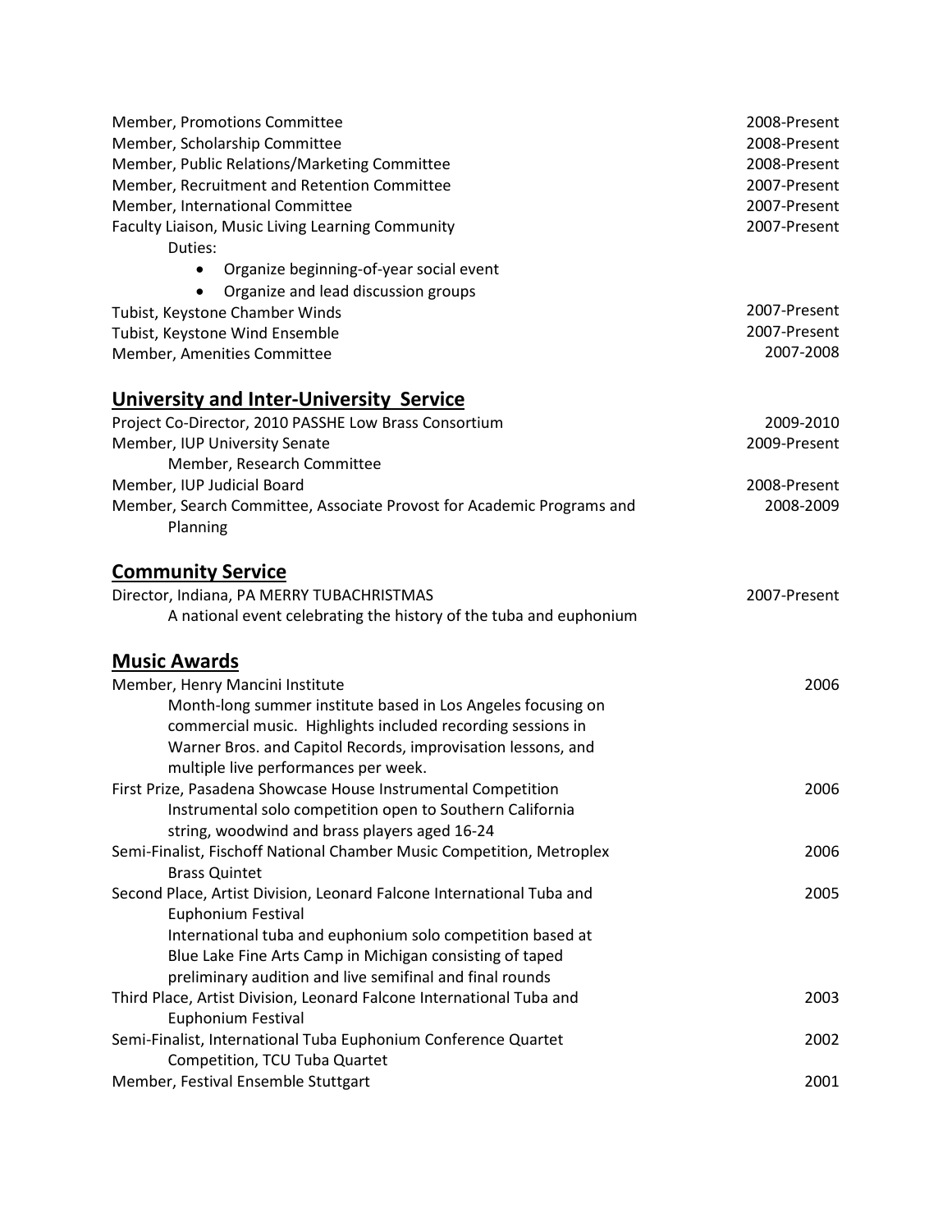Member, Promotions Committee 2008-Present
Member, Scholarship Committee 2008-Present
Member, Public Relations/Marketing Committee 2008-Present
Member, Recruitment and Retention Committee 2007-Present
Member, International Committee 2007-Present
Faculty Liaison, Music Living Learning Community 2007-Present
Duties:

- Organize beginning-of-year social event
- Organize and lead discussion groups

Tubist, Keystone Chamber Winds 2007-Present
Tubist, Keystone Wind Ensemble 2007-Present
Member, Amenities Committee 2007-2008

## University and Inter-University Service

Project Co-Director, 2010 PASSHE Low Brass Consortium 2009-2010
Member, IUP University Senate 2009-Present
Member, Research Committee
Member, IUP Judicial Board 2008-Present
Member, Search Committee, Associate Provost for Academic Programs and Planning 2008-2009

## Community Service

Director, Indiana, PA MERRY TUBACHRISTMAS 2007-Present
A national event celebrating the history of the tuba and euphonium

## Music Awards

Member, Henry Mancini Institute 2006
Month-long summer institute based in Los Angeles focusing on commercial music. Highlights included recording sessions in Warner Bros. and Capitol Records, improvisation lessons, and multiple live performances per week.

First Prize, Pasadena Showcase House Instrumental Competition 2006
Instrumental solo competition open to Southern California string, woodwind and brass players aged 16-24

Semi-Finalist, Fischoff National Chamber Music Competition, Metroplex Brass Quintet 2006

Second Place, Artist Division, Leonard Falcone International Tuba and Euphonium Festival 2005
International tuba and euphonium solo competition based at Blue Lake Fine Arts Camp in Michigan consisting of taped preliminary audition and live semifinal and final rounds

Third Place, Artist Division, Leonard Falcone International Tuba and Euphonium Festival 2003

Semi-Finalist, International Tuba Euphonium Conference Quartet Competition, TCU Tuba Quartet 2002

Member, Festival Ensemble Stuttgart 2001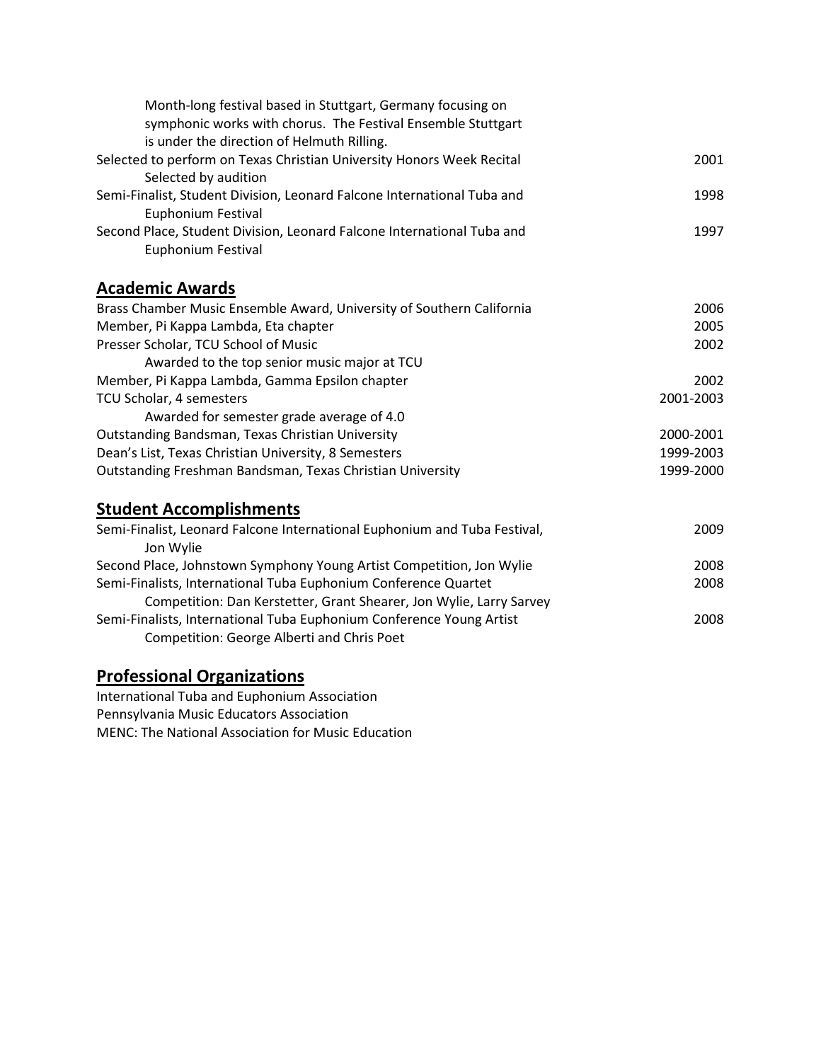Month-long festival based in Stuttgart, Germany focusing on symphonic works with chorus. The Festival Ensemble Stuttgart is under the direction of Helmuth Rilling.

Selected to perform on Texas Christian University Honors Week Recital — 2001
Selected by audition

Semi-Finalist, Student Division, Leonard Falcone International Tuba and Euphonium Festival — 1998

Second Place, Student Division, Leonard Falcone International Tuba and Euphonium Festival — 1997

## Academic Awards

| | |
|---|---|
| Brass Chamber Music Ensemble Award, University of Southern California | 2006 |
| Member, Pi Kappa Lambda, Eta chapter | 2005 |
| Presser Scholar, TCU School of Music<br>Awarded to the top senior music major at TCU | 2002 |
| Member, Pi Kappa Lambda, Gamma Epsilon chapter | 2002 |
| TCU Scholar, 4 semesters<br>Awarded for semester grade average of 4.0 | 2001-2003 |
| Outstanding Bandsman, Texas Christian University | 2000-2001 |
| Dean's List, Texas Christian University, 8 Semesters | 1999-2003 |
| Outstanding Freshman Bandsman, Texas Christian University | 1999-2000 |

## Student Accomplishments

| | |
|---|---|
| Semi-Finalist, Leonard Falcone International Euphonium and Tuba Festival, Jon Wylie | 2009 |
| Second Place, Johnstown Symphony Young Artist Competition, Jon Wylie | 2008 |
| Semi-Finalists, International Tuba Euphonium Conference Quartet Competition: Dan Kerstetter, Grant Shearer, Jon Wylie, Larry Sarvey | 2008 |
| Semi-Finalists, International Tuba Euphonium Conference Young Artist Competition: George Alberti and Chris Poet | 2008 |

## Professional Organizations

International Tuba and Euphonium Association
Pennsylvania Music Educators Association
MENC: The National Association for Music Education